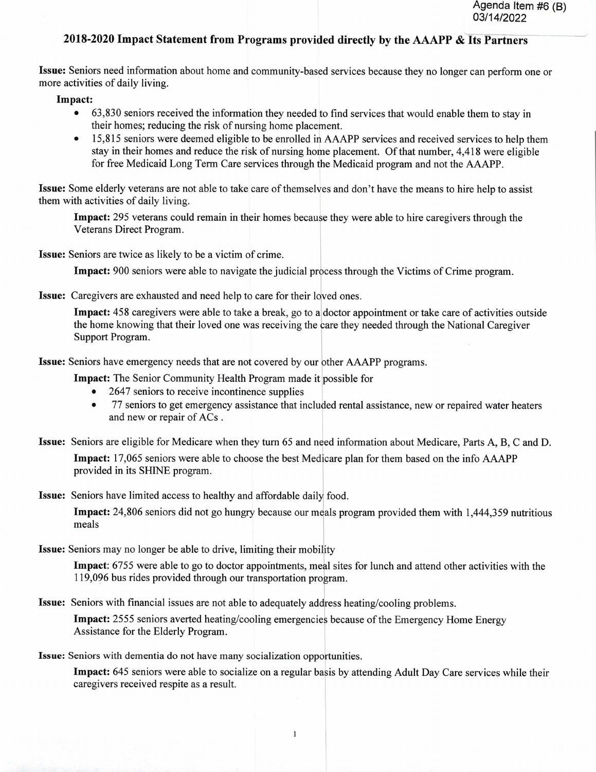Agenda Item #6 (B)
03/14/2022

## 2018-2020 Impact Statement from Programs provided directly by the AAAPP & Its Partners

**Issue:** Seniors need information about home and community-based services because they no longer can perform one or more activities of daily living.

**Impact:**

- 63,830 seniors received the information they needed to find services that would enable them to stay in their homes; reducing the risk of nursing home placement.
- 15,815 seniors were deemed eligible to be enrolled in AAAPP services and received services to help them stay in their homes and reduce the risk of nursing home placement. Of that number, 4,418 were eligible for free Medicaid Long Term Care services through the Medicaid program and not the AAAPP.

**Issue:** Some elderly veterans are not able to take care of themselves and don't have the means to hire help to assist them with activities of daily living.

**Impact:** 295 veterans could remain in their homes because they were able to hire caregivers through the Veterans Direct Program.

**Issue:** Seniors are twice as likely to be a victim of crime.

**Impact:** 900 seniors were able to navigate the judicial process through the Victims of Crime program.

**Issue:** Caregivers are exhausted and need help to care for their loved ones.

**Impact:** 458 caregivers were able to take a break, go to a doctor appointment or take care of activities outside the home knowing that their loved one was receiving the care they needed through the National Caregiver Support Program.

**Issue:** Seniors have emergency needs that are not covered by our other AAAPP programs.

**Impact:** The Senior Community Health Program made it possible for

- 2647 seniors to receive incontinence supplies
- 77 seniors to get emergency assistance that included rental assistance, new or repaired water heaters and new or repair of ACs .

**Issue:** Seniors are eligible for Medicare when they turn 65 and need information about Medicare, Parts A, B, C and D.

**Impact:** 17,065 seniors were able to choose the best Medicare plan for them based on the info AAAPP provided in its SHINE program.

**Issue:** Seniors have limited access to healthy and affordable daily food.

**Impact:** 24,806 seniors did not go hungry because our meals program provided them with 1,444,359 nutritious meals

**Issue:** Seniors may no longer be able to drive, limiting their mobility

**Impact**: 6755 were able to go to doctor appointments, meal sites for lunch and attend other activities with the 119,096 bus rides provided through our transportation program.

**Issue:** Seniors with financial issues are not able to adequately address heating/cooling problems.

**Impact:** 2555 seniors averted heating/cooling emergencies because of the Emergency Home Energy Assistance for the Elderly Program.

**Issue:** Seniors with dementia do not have many socialization opportunities.

**Impact:** 645 seniors were able to socialize on a regular basis by attending Adult Day Care services while their caregivers received respite as a result.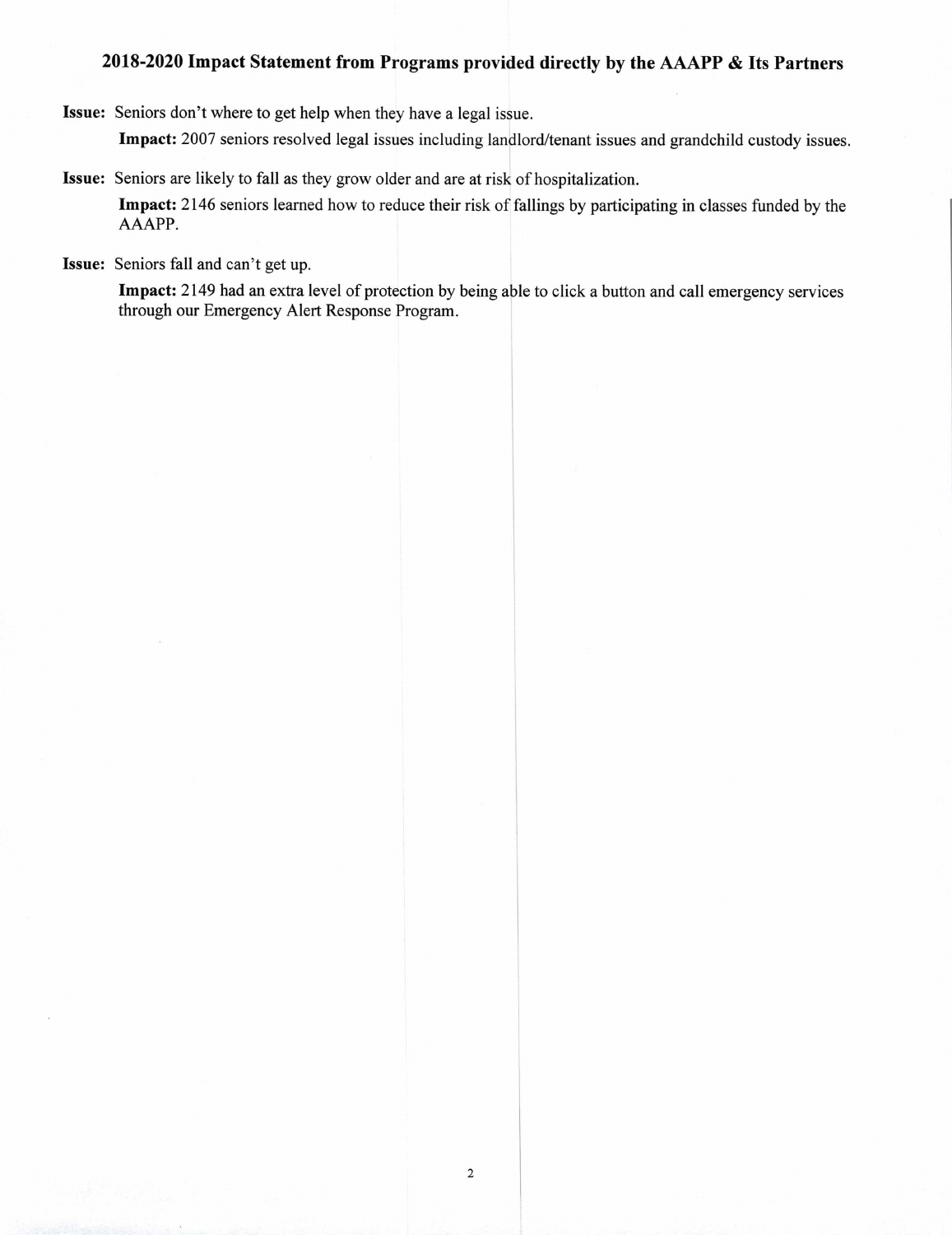## 2018-2020 Impact Statement from Programs provided directly by the AAAPP & Its Partners

**Issue:** Seniors don't where to get help when they have a legal issue.

**Impact:** 2007 seniors resolved legal issues including landlord/tenant issues and grandchild custody issues.

**Issue:** Seniors are likely to fall as they grow older and are at risk of hospitalization.

**Impact:** 2146 seniors learned how to reduce their risk of fallings by participating in classes funded by the AAAPP.

**Issue:** Seniors fall and can't get up.

**Impact:** 2149 had an extra level of protection by being able to click a button and call emergency services through our Emergency Alert Response Program.